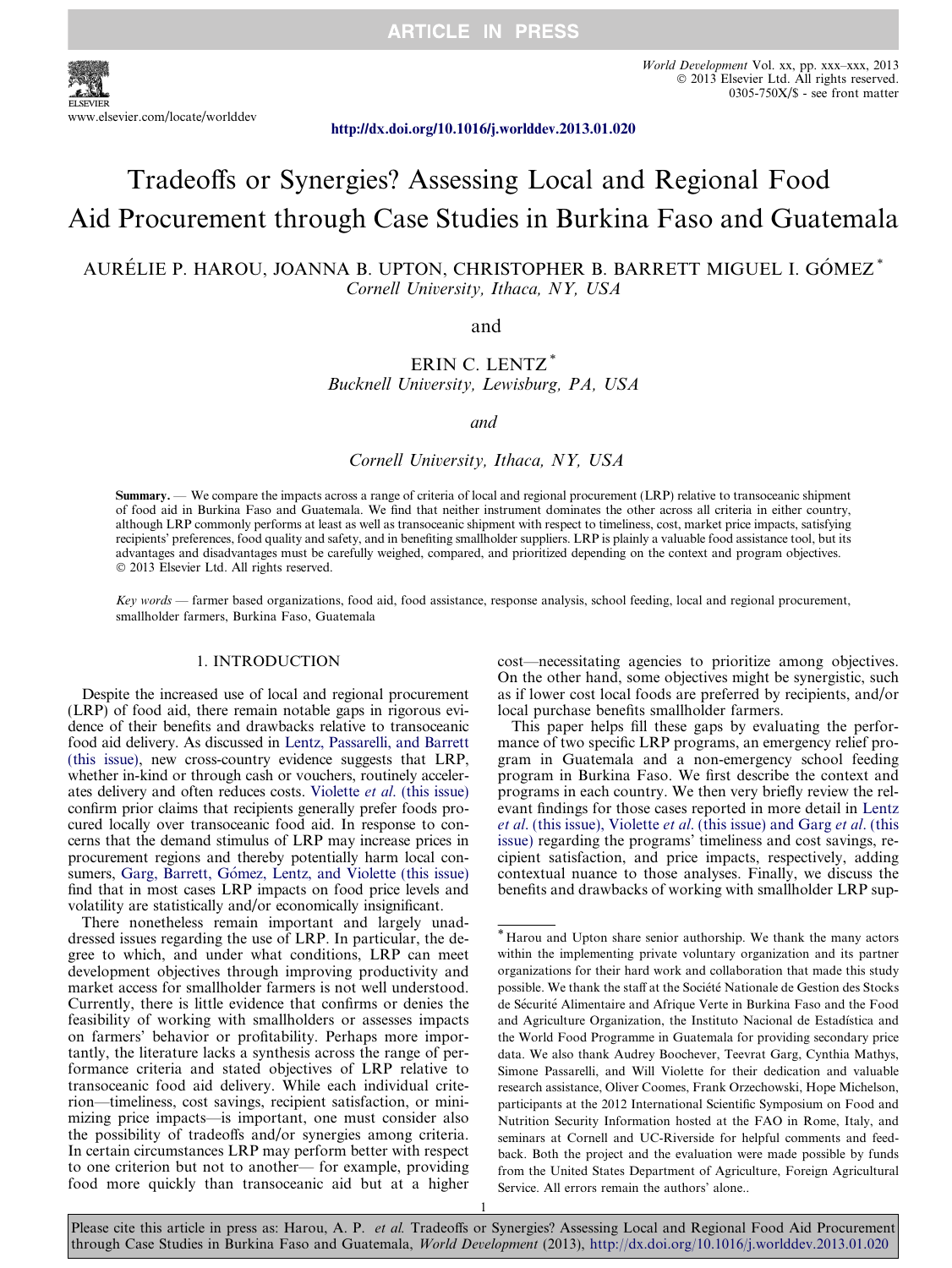# Tradeoffs or Synergies? Assessing Local and Regional Food Aid Procurement through Case Studies in Burkina Faso and Guatemala

AURÉLIE P. HAROU, JOANNA B. UPTON, CHRISTOPHER B. BARRETT MIGUEL I. GÓMEZ *
*Cornell University, Ithaca, NY, USA*

and

ERIN C. LENTZ *
*Bucknell University, Lewisburg, PA, USA*

*and*

*Cornell University, Ithaca, NY, USA*

**Summary.** — We compare the impacts across a range of criteria of local and regional procurement (LRP) relative to transoceanic shipment of food aid in Burkina Faso and Guatemala. We find that neither instrument dominates the other across all criteria in either country, although LRP commonly performs at least as well as transoceanic shipment with respect to timeliness, cost, market price impacts, satisfying recipients' preferences, food quality and safety, and in benefiting smallholder suppliers. LRP is plainly a valuable food assistance tool, but its advantages and disadvantages must be carefully weighed, compared, and prioritized depending on the context and program objectives.
© 2013 Elsevier Ltd. All rights reserved.

*Key words* — farmer based organizations, food aid, food assistance, response analysis, school feeding, local and regional procurement, smallholder farmers, Burkina Faso, Guatemala

## 1. INTRODUCTION

Despite the increased use of local and regional procurement (LRP) of food aid, there remain notable gaps in rigorous evidence of their benefits and drawbacks relative to transoceanic food aid delivery. As discussed in Lentz, Passarelli, and Barrett (this issue), new cross-country evidence suggests that LRP, whether in-kind or through cash or vouchers, routinely accelerates delivery and often reduces costs. Violette *et al.* (this issue) confirm prior claims that recipients generally prefer foods procured locally over transoceanic food aid. In response to concerns that the demand stimulus of LRP may increase prices in procurement regions and thereby potentially harm local consumers, Garg, Barrett, Gómez, Lentz, and Violette (this issue) find that in most cases LRP impacts on food price levels and volatility are statistically and/or economically insignificant.

There nonetheless remain important and largely unaddressed issues regarding the use of LRP. In particular, the degree to which, and under what conditions, LRP can meet development objectives through improving productivity and market access for smallholder farmers is not well understood. Currently, there is little evidence that confirms or denies the feasibility of working with smallholders or assesses impacts on farmers' behavior or profitability. Perhaps more importantly, the literature lacks a synthesis across the range of performance criteria and stated objectives of LRP relative to transoceanic food aid delivery. While each individual criterion—timeliness, cost savings, recipient satisfaction, or minimizing price impacts—is important, one must consider also the possibility of tradeoffs and/or synergies among criteria. In certain circumstances LRP may perform better with respect to one criterion but not to another— for example, providing food more quickly than transoceanic aid but at a higher cost—necessitating agencies to prioritize among objectives. On the other hand, some objectives might be synergistic, such as if lower cost local foods are preferred by recipients, and/or local purchase benefits smallholder farmers.

This paper helps fill these gaps by evaluating the performance of two specific LRP programs, an emergency relief program in Guatemala and a non-emergency school feeding program in Burkina Faso. We first describe the context and programs in each country. We then very briefly review the relevant findings for those cases reported in more detail in Lentz *et al.* (this issue), Violette *et al.* (this issue) and Garg *et al.* (this issue) regarding the programs' timeliness and cost savings, recipient satisfaction, and price impacts, respectively, adding contextual nuance to those analyses. Finally, we discuss the benefits and drawbacks of working with smallholder LRP sup-

---

\* Harou and Upton share senior authorship. We thank the many actors within the implementing private voluntary organization and its partner organizations for their hard work and collaboration that made this study possible. We thank the staff at the Société Nationale de Gestion des Stocks de Sécurité Alimentaire and Afrique Verte in Burkina Faso and the Food and Agriculture Organization, the Instituto Nacional de Estadística and the World Food Programme in Guatemala for providing secondary price data. We also thank Audrey Boochever, Teevrat Garg, Cynthia Mathys, Simone Passarelli, and Will Violette for their dedication and valuable research assistance, Oliver Coomes, Frank Orzechowski, Hope Michelson, participants at the 2012 International Scientific Symposium on Food and Nutrition Security Information hosted at the FAO in Rome, Italy, and seminars at Cornell and UC-Riverside for helpful comments and feedback. Both the project and the evaluation were made possible by funds from the United States Department of Agriculture, Foreign Agricultural Service. All errors remain the authors' alone..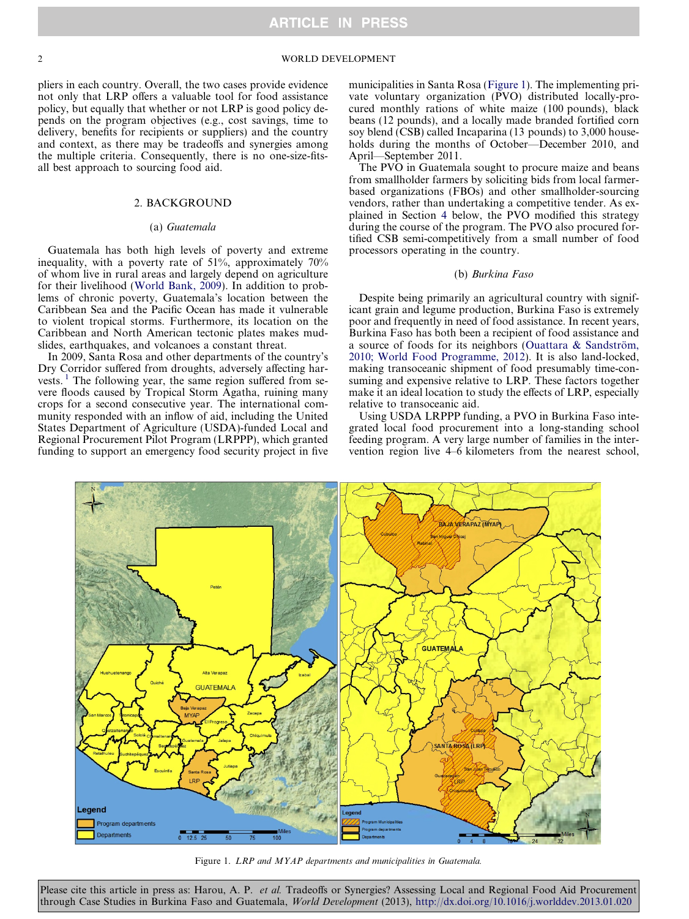pliers in each country. Overall, the two cases provide evidence not only that LRP offers a valuable tool for food assistance policy, but equally that whether or not LRP is good policy depends on the program objectives (e.g., cost savings, time to delivery, benefits for recipients or suppliers) and the country and context, as there may be tradeoffs and synergies among the multiple criteria. Consequently, there is no one-size-fits-all best approach to sourcing food aid.

## 2. BACKGROUND

### (a) *Guatemala*

Guatemala has both high levels of poverty and extreme inequality, with a poverty rate of 51%, approximately 70% of whom live in rural areas and largely depend on agriculture for their livelihood (World Bank, 2009). In addition to problems of chronic poverty, Guatemala's location between the Caribbean Sea and the Pacific Ocean has made it vulnerable to violent tropical storms. Furthermore, its location on the Caribbean and North American tectonic plates makes mudslides, earthquakes, and volcanoes a constant threat.

In 2009, Santa Rosa and other departments of the country's Dry Corridor suffered from droughts, adversely affecting harvests. [1] The following year, the same region suffered from severe floods caused by Tropical Storm Agatha, ruining many crops for a second consecutive year. The international community responded with an inflow of aid, including the United States Department of Agriculture (USDA)-funded Local and Regional Procurement Pilot Program (LRPPP), which granted funding to support an emergency food security project in five municipalities in Santa Rosa (Figure 1). The implementing private voluntary organization (PVO) distributed locally-procured monthly rations of white maize (100 pounds), black beans (12 pounds), and a locally made branded fortified corn soy blend (CSB) called Incaparina (13 pounds) to 3,000 households during the months of October—December 2010, and April—September 2011.

The PVO in Guatemala sought to procure maize and beans from smallholder farmers by soliciting bids from local farmer-based organizations (FBOs) and other smallholder-sourcing vendors, rather than undertaking a competitive tender. As explained in Section 4 below, the PVO modified this strategy during the course of the program. The PVO also procured fortified CSB semi-competitively from a small number of food processors operating in the country.

### (b) *Burkina Faso*

Despite being primarily an agricultural country with significant grain and legume production, Burkina Faso is extremely poor and frequently in need of food assistance. In recent years, Burkina Faso has both been a recipient of food assistance and a source of foods for its neighbors (Ouattara & Sandström, 2010; World Food Programme, 2012). It is also land-locked, making transoceanic shipment of food presumably time-consuming and expensive relative to LRP. These factors together make it an ideal location to study the effects of LRP, especially relative to transoceanic aid.

Using USDA LRPPP funding, a PVO in Burkina Faso integrated local food procurement into a long-standing school feeding program. A very large number of families in the intervention region live 4–6 kilometers from the nearest school,

Figure 1. *LRP and MYAP departments and municipalities in Guatemala.*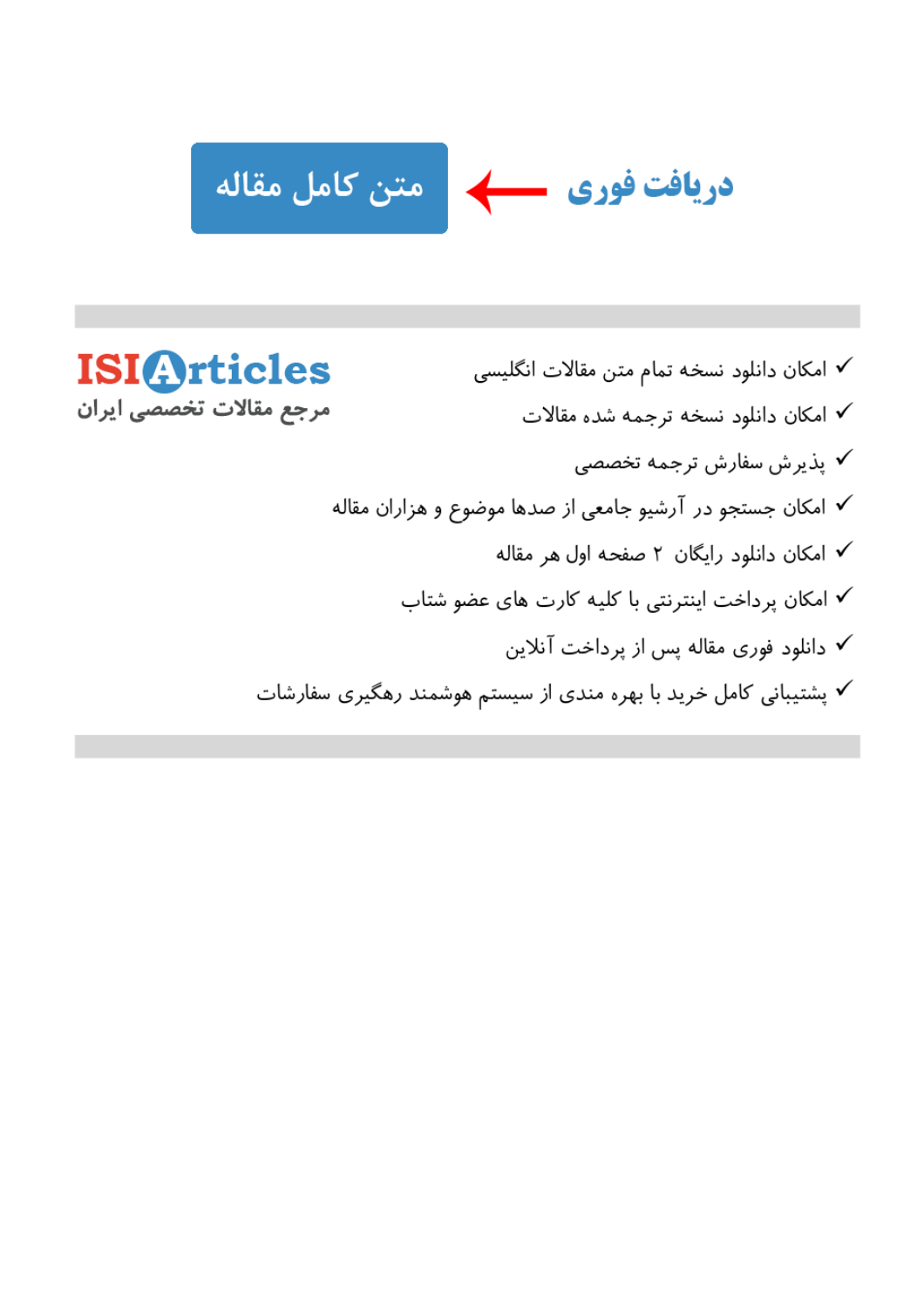دریافت فوری ← **متن کامل مقاله**

**ISIArticles**
مرجع مقالات تخصصی ایران

- ✓ امکان دانلود نسخه تمام متن مقالات انگلیسی
- ✓ امکان دانلود نسخه ترجمه شده مقالات
- ✓ پذیرش سفارش ترجمه تخصصی
- ✓ امکان جستجو در آرشیو جامعی از صدها موضوع و هزاران مقاله
- ✓ امکان دانلود رایگان ۲ صفحه اول هر مقاله
- ✓ امکان پرداخت اینترنتی با کلیه کارت های عضو شتاب
- ✓ دانلود فوری مقاله پس از پرداخت آنلاین
- ✓ پشتیبانی کامل خرید با بهره مندی از سیستم هوشمند رهگیری سفارشات